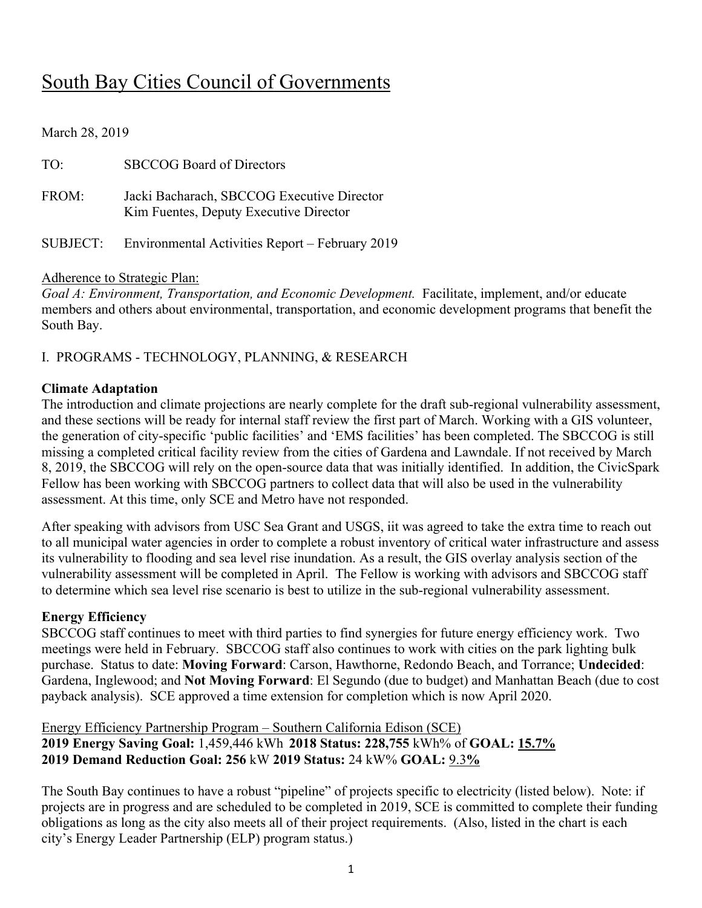# South Bay Cities Council of Governments

March 28, 2019

TO: SBCCOG Board of Directors

FROM: Jacki Bacharach, SBCCOG Executive Director
Kim Fuentes, Deputy Executive Director

SUBJECT: Environmental Activities Report – February 2019

Adherence to Strategic Plan:
*Goal A: Environment, Transportation, and Economic Development.* Facilitate, implement, and/or educate members and others about environmental, transportation, and economic development programs that benefit the South Bay.

I. PROGRAMS - TECHNOLOGY, PLANNING, & RESEARCH

**Climate Adaptation**

The introduction and climate projections are nearly complete for the draft sub-regional vulnerability assessment, and these sections will be ready for internal staff review the first part of March. Working with a GIS volunteer, the generation of city-specific 'public facilities' and 'EMS facilities' has been completed. The SBCCOG is still missing a completed critical facility review from the cities of Gardena and Lawndale. If not received by March 8, 2019, the SBCCOG will rely on the open-source data that was initially identified. In addition, the CivicSpark Fellow has been working with SBCCOG partners to collect data that will also be used in the vulnerability assessment. At this time, only SCE and Metro have not responded.

After speaking with advisors from USC Sea Grant and USGS, iit was agreed to take the extra time to reach out to all municipal water agencies in order to complete a robust inventory of critical water infrastructure and assess its vulnerability to flooding and sea level rise inundation. As a result, the GIS overlay analysis section of the vulnerability assessment will be completed in April. The Fellow is working with advisors and SBCCOG staff to determine which sea level rise scenario is best to utilize in the sub-regional vulnerability assessment.

**Energy Efficiency**

SBCCOG staff continues to meet with third parties to find synergies for future energy efficiency work. Two meetings were held in February. SBCCOG staff also continues to work with cities on the park lighting bulk purchase. Status to date: **Moving Forward**: Carson, Hawthorne, Redondo Beach, and Torrance; **Undecided**: Gardena, Inglewood; and **Not Moving Forward**: El Segundo (due to budget) and Manhattan Beach (due to cost payback analysis). SCE approved a time extension for completion which is now April 2020.

Energy Efficiency Partnership Program – Southern California Edison (SCE)
**2019 Energy Saving Goal:** 1,459,446 kWh **2018 Status: 228,755** kWh% of **GOAL: 15.7%**
**2019 Demand Reduction Goal: 256** kW **2019 Status:** 24 kW% **GOAL:** 9.3**%**

The South Bay continues to have a robust "pipeline" of projects specific to electricity (listed below). Note: if projects are in progress and are scheduled to be completed in 2019, SCE is committed to complete their funding obligations as long as the city also meets all of their project requirements. (Also, listed in the chart is each city's Energy Leader Partnership (ELP) program status.)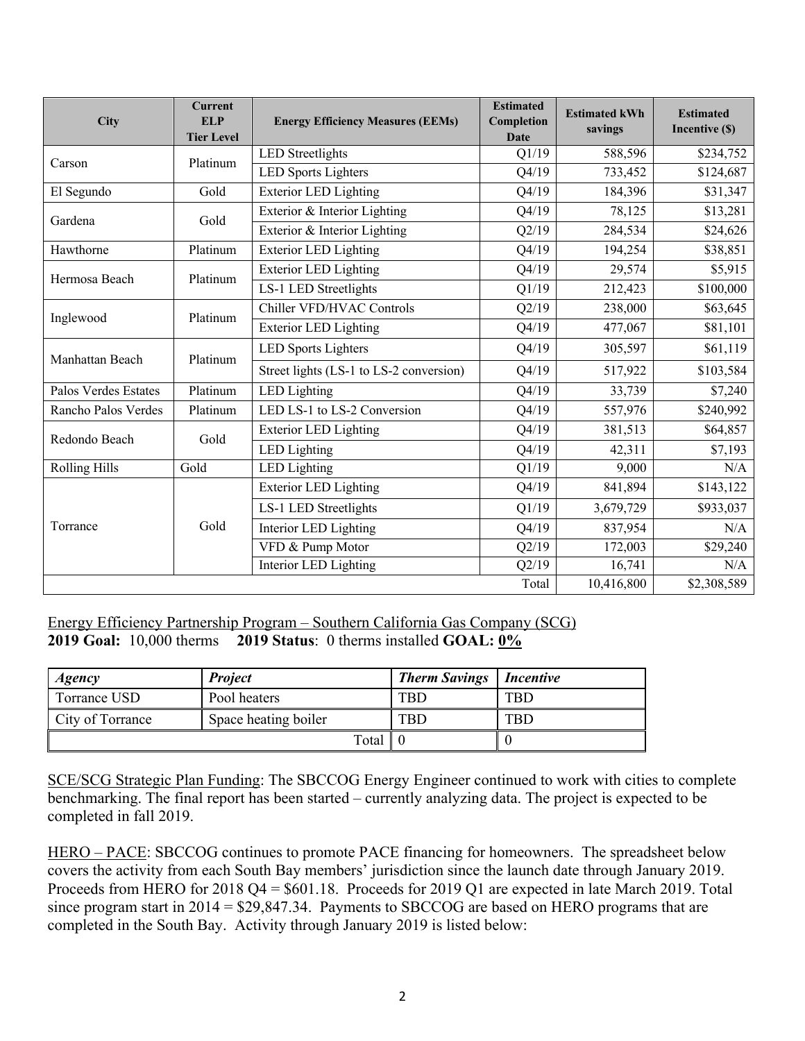| City | Current ELP Tier Level | Energy Efficiency Measures (EEMs) | Estimated Completion Date | Estimated kWh savings | Estimated Incentive ($) |
|---|---|---|---|---|---|
| Carson | Platinum | LED Streetlights | Q1/19 | 588,596 | $234,752 |
| | | LED Sports Lighters | Q4/19 | 733,452 | $124,687 |
| El Segundo | Gold | Exterior LED Lighting | Q4/19 | 184,396 | $31,347 |
| Gardena | Gold | Exterior & Interior Lighting | Q4/19 | 78,125 | $13,281 |
| | | Exterior & Interior Lighting | Q2/19 | 284,534 | $24,626 |
| Hawthorne | Platinum | Exterior LED Lighting | Q4/19 | 194,254 | $38,851 |
| Hermosa Beach | Platinum | Exterior LED Lighting | Q4/19 | 29,574 | $5,915 |
| | | LS-1 LED Streetlights | Q1/19 | 212,423 | $100,000 |
| Inglewood | Platinum | Chiller VFD/HVAC Controls | Q2/19 | 238,000 | $63,645 |
| | | Exterior LED Lighting | Q4/19 | 477,067 | $81,101 |
| Manhattan Beach | Platinum | LED Sports Lighters | Q4/19 | 305,597 | $61,119 |
| | | Street lights (LS-1 to LS-2 conversion) | Q4/19 | 517,922 | $103,584 |
| Palos Verdes Estates | Platinum | LED Lighting | Q4/19 | 33,739 | $7,240 |
| Rancho Palos Verdes | Platinum | LED LS-1 to LS-2 Conversion | Q4/19 | 557,976 | $240,992 |
| Redondo Beach | Gold | Exterior LED Lighting | Q4/19 | 381,513 | $64,857 |
| | | LED Lighting | Q4/19 | 42,311 | $7,193 |
| Rolling Hills | Gold | LED Lighting | Q1/19 | 9,000 | N/A |
| Torrance | Gold | Exterior LED Lighting | Q4/19 | 841,894 | $143,122 |
| | | LS-1 LED Streetlights | Q1/19 | 3,679,729 | $933,037 |
| | | Interior LED Lighting | Q4/19 | 837,954 | N/A |
| | | VFD & Pump Motor | Q2/19 | 172,003 | $29,240 |
| | | Interior LED Lighting | Q2/19 | 16,741 | N/A |
| | | | Total | 10,416,800 | $2,308,589 |

Energy Efficiency Partnership Program – Southern California Gas Company (SCG)
**2019 Goal:** 10,000 therms **2019 Status**: 0 therms installed **GOAL: 0%**

| *Agency* | *Project* | *Therm Savings* | *Incentive* |
|---|---|---|---|
| Torrance USD | Pool heaters | TBD | TBD |
| City of Torrance | Space heating boiler | TBD | TBD |
| | Total | 0 | 0 |

SCE/SCG Strategic Plan Funding: The SBCCOG Energy Engineer continued to work with cities to complete benchmarking. The final report has been started – currently analyzing data. The project is expected to be completed in fall 2019.

HERO – PACE: SBCCOG continues to promote PACE financing for homeowners. The spreadsheet below covers the activity from each South Bay members' jurisdiction since the launch date through January 2019. Proceeds from HERO for 2018 Q4 = $601.18. Proceeds for 2019 Q1 are expected in late March 2019. Total since program start in 2014 = $29,847.34. Payments to SBCCOG are based on HERO programs that are completed in the South Bay. Activity through January 2019 is listed below: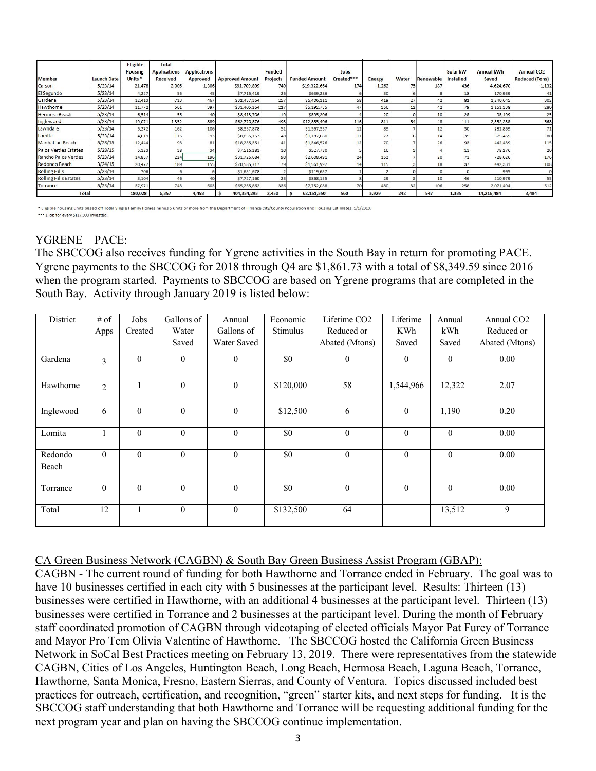| Member | Launch Date | Eligible Housing Units * | Total Applications Received | Applications Approved | Approved Amount | Funded Projects | Funded Amount | Jobs Created*** | Energy | Water | Renewable | Solar kW Installed | Annual kWh Saved | Annual CO2 Reduced (Tons) |
|---|---|---|---|---|---|---|---|---|---|---|---|---|---|---|
| Carson | 5/23/14 | 21,478 | 2,005 | 1,306 | $91,709,899 | 749 | $19,322,664 | 174 | 1,262 | 75 | 187 | 436 | 4,624,670 | 1,132 |
| El Segundo | 5/23/14 | 4,227 | 55 | 45 | $7,715,419 | 25 | $639,286 | 6 | 30 | 6 | 8 | 18 | 170,939 | 41 |
| Gardena | 5/23/14 | 12,413 | 713 | 467 | $32,437,364 | 257 | $6,406,311 | 58 | 419 | 27 | 42 | 82 | 1,240,645 | 302 |
| Hawthorne | 5/23/14 | 11,772 | 561 | 397 | $31,405,264 | 227 | $5,192,735 | 47 | 356 | 12 | 42 | 79 | 1,151,338 | 280 |
| Hermosa Beach | 5/23/14 | 6,514 | 55 | 40 | $8,413,706 | 19 | $395,206 | 4 | 20 | 0 | 10 | 28 | 93,199 | 25 |
| Inglewood | 5/23/14 | 19,071 | 1,352 | 889 | $62,770,876 | 498 | $12,855,406 | 116 | 811 | 54 | 48 | 111 | 2,352,288 | 568 |
| Lawndale | 5/23/14 | 5,272 | 162 | 106 | $8,337,878 | 51 | $1,367,357 | 12 | 89 | 7 | 12 | 30 | 282,859 | 71 |
| Lomita | 5/23/14 | 4,619 | 115 | 93 | $8,855,153 | 48 | $1,187,680 | 11 | 77 | 6 | 14 | 39 | 325,459 | 80 |
| Manhattan Beach | 5/28/15 | 12,444 | 93 | 81 | $18,235,351 | 41 | $1,346,576 | 12 | 70 | 7 | 26 | 93 | 442,439 | 115 |
| Palos Verdes Estates | 5/28/15 | 5,123 | 38 | 34 | $7,516,281 | 10 | $527,780 | 5 | 16 | 3 | 4 | 11 | 78,276 | 20 |
| Rancho Palos Verdes | 5/23/14 | 14,837 | 224 | 196 | $31,726,684 | 90 | $2,608,491 | 24 | 153 | 7 | 20 | 71 | 728,626 | 176 |
| Redondo Beach | 3/24/15 | 20,477 | 189 | 155 | $20,585,717 | 79 | $1,561,997 | 14 | 115 | 3 | 18 | 37 | 442,831 | 108 |
| Rolling Hills | 5/23/14 | 706 | 6 | 6 | $1,631,678 | 2 | $119,637 | 1 | 2 | 0 | 0 | 0 | 995 | 0 |
| Rolling Hills Estates | 5/23/14 | 3,104 | 46 | 40 | $7,727,160 | 23 | $868,135 | 8 | 29 | 3 | 10 | 46 | 210,979 | 55 |
| Torrance | 5/23/14 | 37,971 | 743 | 603 | $65,265,862 | 336 | $7,752,088 | 70 | 480 | 32 | 106 | 258 | 2,071,494 | 512 |
| Total | | 180,028 | 6,357 | 4,458 | $ 404,334,293 | 2,450 | $ 62,151,350 | 560 | 3,929 | 242 | 547 | 1,335 | 14,216,484 | 3,484 |

\* Eligible housing units based off Total Single Family Homes minus 5 units or more from the Department of Finance City/County Population and Housing Estimates, 1/1/2013.

\*\*\* 1 Job for every $117,000 invested.

## YGRENE – PACE:

The SBCCOG also receives funding for Ygrene activities in the South Bay in return for promoting PACE. Ygrene payments to the SBCCOG for 2018 through Q4 are $1,861.73 with a total of $8,349.59 since 2016 when the program started. Payments to SBCCOG are based on Ygrene programs that are completed in the South Bay. Activity through January 2019 is listed below:

| District | # of Apps | Jobs Created | Gallons of Water Saved | Annual Gallons of Water Saved | Economic Stimulus | Lifetime CO2 Reduced or Abated (Mtons) | Lifetime KWh Saved | Annual kWh Saved | Annual CO2 Reduced or Abated (Mtons) |
|---|---|---|---|---|---|---|---|---|---|
| Gardena | 3 | 0 | 0 | 0 | $0 | 0 | 0 | 0 | 0.00 |
| Hawthorne | 2 | 1 | 0 | 0 | $120,000 | 58 | 1,544,966 | 12,322 | 2.07 |
| Inglewood | 6 | 0 | 0 | 0 | $12,500 | 6 | 0 | 1,190 | 0.20 |
| Lomita | 1 | 0 | 0 | 0 | $0 | 0 | 0 | 0 | 0.00 |
| Redondo Beach | 0 | 0 | 0 | 0 | $0 | 0 | 0 | 0 | 0.00 |
| Torrance | 0 | 0 | 0 | 0 | $0 | 0 | 0 | 0 | 0.00 |
| Total | 12 | 1 | 0 | 0 | $132,500 | 64 | | 13,512 | 9 |

## CA Green Business Network (CAGBN) & South Bay Green Business Assist Program (GBAP):

CAGBN - The current round of funding for both Hawthorne and Torrance ended in February. The goal was to have 10 businesses certified in each city with 5 businesses at the participant level. Results: Thirteen (13) businesses were certified in Hawthorne, with an additional 4 businesses at the participant level. Thirteen (13) businesses were certified in Torrance and 2 businesses at the participant level. During the month of February staff coordinated promotion of CAGBN through videotaping of elected officials Mayor Pat Furey of Torrance and Mayor Pro Tem Olivia Valentine of Hawthorne. The SBCCOG hosted the California Green Business Network in SoCal Best Practices meeting on February 13, 2019. There were representatives from the statewide CAGBN, Cities of Los Angeles, Huntington Beach, Long Beach, Hermosa Beach, Laguna Beach, Torrance, Hawthorne, Santa Monica, Fresno, Eastern Sierras, and County of Ventura. Topics discussed included best practices for outreach, certification, and recognition, "green" starter kits, and next steps for funding. It is the SBCCOG staff understanding that both Hawthorne and Torrance will be requesting additional funding for the next program year and plan on having the SBCCOG continue implementation.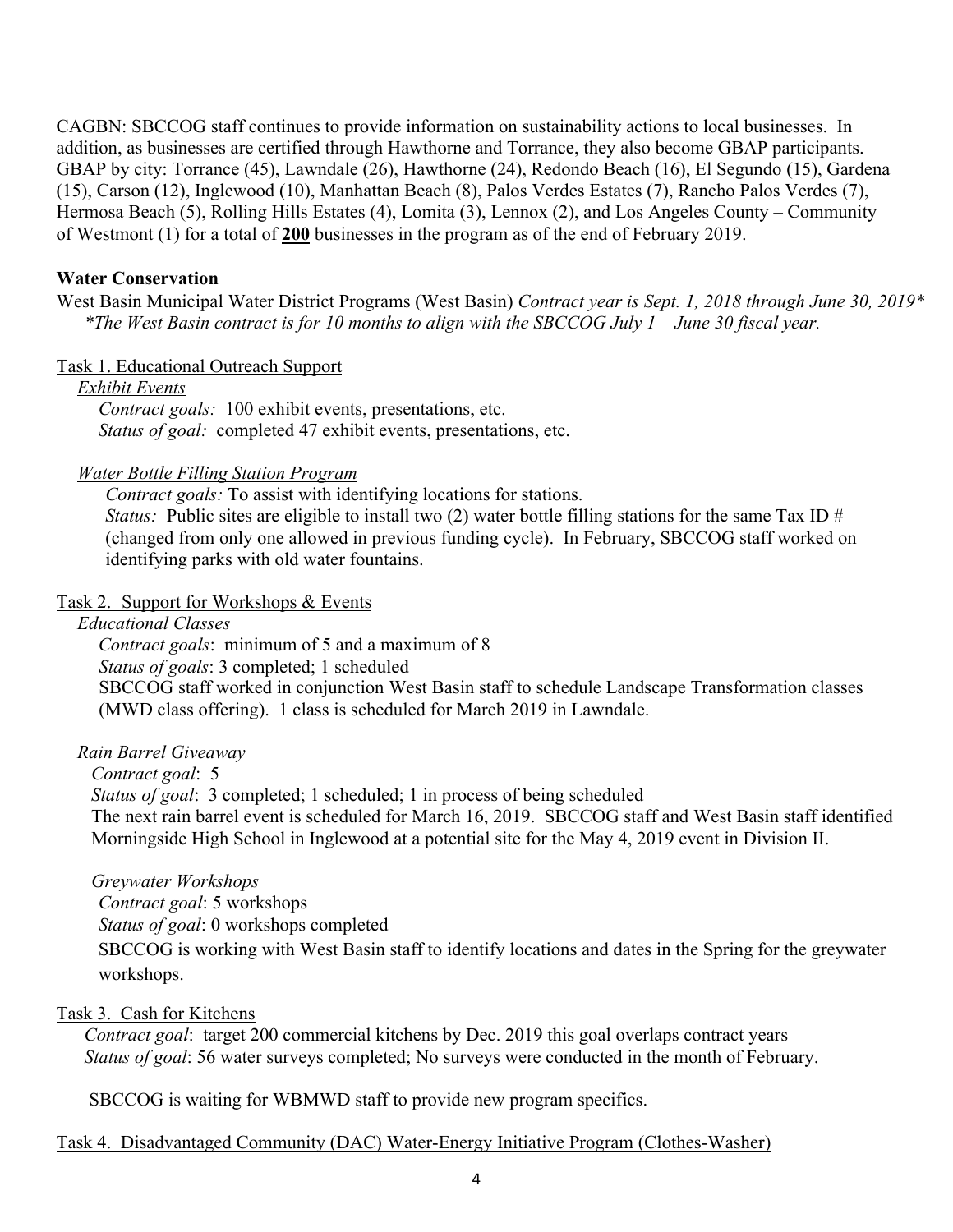CAGBN: SBCCOG staff continues to provide information on sustainability actions to local businesses. In addition, as businesses are certified through Hawthorne and Torrance, they also become GBAP participants. GBAP by city: Torrance (45), Lawndale (26), Hawthorne (24), Redondo Beach (16), El Segundo (15), Gardena (15), Carson (12), Inglewood (10), Manhattan Beach (8), Palos Verdes Estates (7), Rancho Palos Verdes (7), Hermosa Beach (5), Rolling Hills Estates (4), Lomita (3), Lennox (2), and Los Angeles County – Community of Westmont (1) for a total of **200** businesses in the program as of the end of February 2019.

**Water Conservation**

West Basin Municipal Water District Programs (West Basin) *Contract year is Sept. 1, 2018 through June 30, 2019\**
*\*The West Basin contract is for 10 months to align with the SBCCOG July 1 – June 30 fiscal year.*

Task 1. Educational Outreach Support

*Exhibit Events*

*Contract goals:* 100 exhibit events, presentations, etc.
*Status of goal:* completed 47 exhibit events, presentations, etc.

*Water Bottle Filling Station Program*

*Contract goals:* To assist with identifying locations for stations.
*Status:* Public sites are eligible to install two (2) water bottle filling stations for the same Tax ID # (changed from only one allowed in previous funding cycle). In February, SBCCOG staff worked on identifying parks with old water fountains.

Task 2. Support for Workshops & Events

*Educational Classes*

*Contract goals*: minimum of 5 and a maximum of 8
*Status of goals*: 3 completed; 1 scheduled
SBCCOG staff worked in conjunction West Basin staff to schedule Landscape Transformation classes (MWD class offering). 1 class is scheduled for March 2019 in Lawndale.

*Rain Barrel Giveaway*

*Contract goal*: 5
*Status of goal*: 3 completed; 1 scheduled; 1 in process of being scheduled
The next rain barrel event is scheduled for March 16, 2019. SBCCOG staff and West Basin staff identified Morningside High School in Inglewood at a potential site for the May 4, 2019 event in Division II.

*Greywater Workshops*

*Contract goal*: 5 workshops
*Status of goal*: 0 workshops completed
SBCCOG is working with West Basin staff to identify locations and dates in the Spring for the greywater workshops.

Task 3. Cash for Kitchens

*Contract goal*: target 200 commercial kitchens by Dec. 2019 this goal overlaps contract years
*Status of goal*: 56 water surveys completed; No surveys were conducted in the month of February.

SBCCOG is waiting for WBMWD staff to provide new program specifics.

Task 4. Disadvantaged Community (DAC) Water-Energy Initiative Program (Clothes-Washer)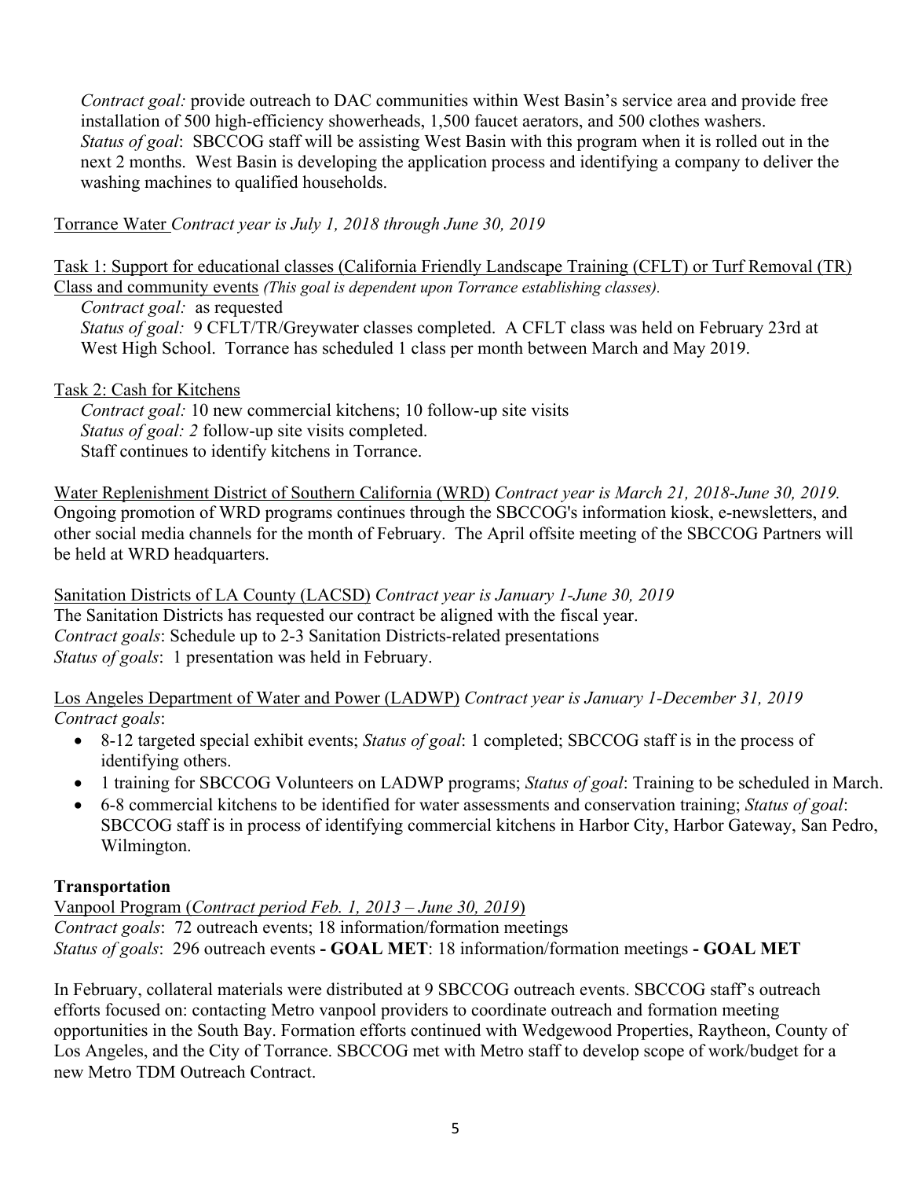*Contract goal:* provide outreach to DAC communities within West Basin's service area and provide free installation of 500 high-efficiency showerheads, 1,500 faucet aerators, and 500 clothes washers.
*Status of goal*: SBCCOG staff will be assisting West Basin with this program when it is rolled out in the next 2 months. West Basin is developing the application process and identifying a company to deliver the washing machines to qualified households.

Torrance Water *Contract year is July 1, 2018 through June 30, 2019*

Task 1: Support for educational classes (California Friendly Landscape Training (CFLT) or Turf Removal (TR) Class and community events *(This goal is dependent upon Torrance establishing classes).*
*Contract goal:* as requested
*Status of goal:* 9 CFLT/TR/Greywater classes completed. A CFLT class was held on February 23rd at West High School. Torrance has scheduled 1 class per month between March and May 2019.

Task 2: Cash for Kitchens
*Contract goal:* 10 new commercial kitchens; 10 follow-up site visits
*Status of goal: 2* follow-up site visits completed.
Staff continues to identify kitchens in Torrance.

Water Replenishment District of Southern California (WRD) *Contract year is March 21, 2018-June 30, 2019.*
Ongoing promotion of WRD programs continues through the SBCCOG's information kiosk, e-newsletters, and other social media channels for the month of February. The April offsite meeting of the SBCCOG Partners will be held at WRD headquarters.

Sanitation Districts of LA County (LACSD) *Contract year is January 1-June 30, 2019*
The Sanitation Districts has requested our contract be aligned with the fiscal year.
*Contract goals*: Schedule up to 2-3 Sanitation Districts-related presentations
*Status of goals*: 1 presentation was held in February.

Los Angeles Department of Water and Power (LADWP) *Contract year is January 1-December 31, 2019*
*Contract goals*:

- 8-12 targeted special exhibit events; *Status of goal*: 1 completed; SBCCOG staff is in the process of identifying others.
- 1 training for SBCCOG Volunteers on LADWP programs; *Status of goal*: Training to be scheduled in March.
- 6-8 commercial kitchens to be identified for water assessments and conservation training; *Status of goal*: SBCCOG staff is in process of identifying commercial kitchens in Harbor City, Harbor Gateway, San Pedro, Wilmington.

**Transportation**

Vanpool Program (*Contract period Feb. 1, 2013 – June 30, 2019*)
*Contract goals*: 72 outreach events; 18 information/formation meetings
*Status of goals*: 296 outreach events **- GOAL MET**: 18 information/formation meetings **- GOAL MET**

In February, collateral materials were distributed at 9 SBCCOG outreach events. SBCCOG staff's outreach efforts focused on: contacting Metro vanpool providers to coordinate outreach and formation meeting opportunities in the South Bay. Formation efforts continued with Wedgewood Properties, Raytheon, County of Los Angeles, and the City of Torrance. SBCCOG met with Metro staff to develop scope of work/budget for a new Metro TDM Outreach Contract.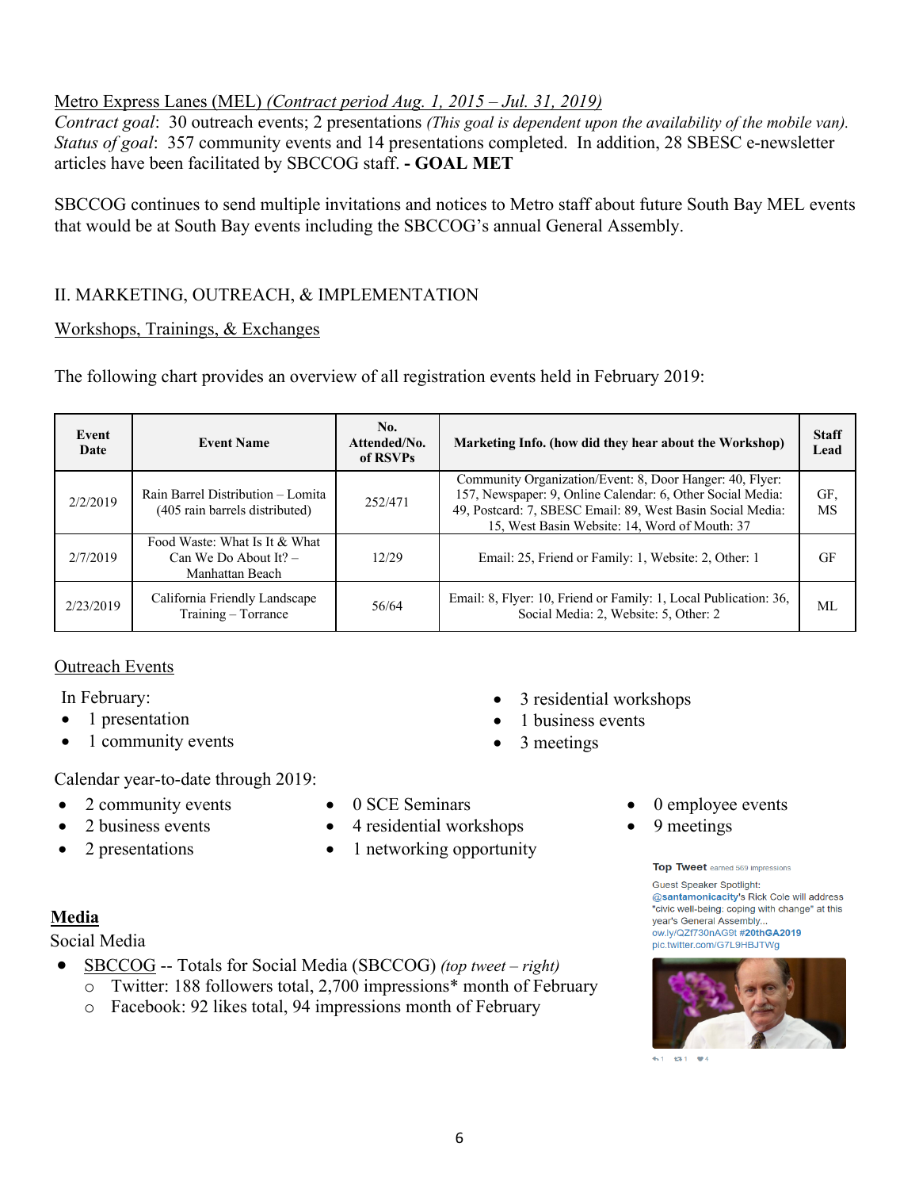Metro Express Lanes (MEL) *(Contract period Aug. 1, 2015 – Jul. 31, 2019)*
*Contract goal*: 30 outreach events; 2 presentations *(This goal is dependent upon the availability of the mobile van).*
*Status of goal*: 357 community events and 14 presentations completed. In addition, 28 SBESC e-newsletter articles have been facilitated by SBCCOG staff. **- GOAL MET**

SBCCOG continues to send multiple invitations and notices to Metro staff about future South Bay MEL events that would be at South Bay events including the SBCCOG's annual General Assembly.

## II. MARKETING, OUTREACH, & IMPLEMENTATION

### Workshops, Trainings, & Exchanges

The following chart provides an overview of all registration events held in February 2019:

| Event Date | Event Name | No. Attended/No. of RSVPs | Marketing Info. (how did they hear about the Workshop) | Staff Lead |
|---|---|---|---|---|
| 2/2/2019 | Rain Barrel Distribution – Lomita (405 rain barrels distributed) | 252/471 | Community Organization/Event: 8, Door Hanger: 40, Flyer: 157, Newspaper: 9, Online Calendar: 6, Other Social Media: 49, Postcard: 7, SBESC Email: 89, West Basin Social Media: 15, West Basin Website: 14, Word of Mouth: 37 | GF, MS |
| 2/7/2019 | Food Waste: What Is It & What Can We Do About It? – Manhattan Beach | 12/29 | Email: 25, Friend or Family: 1, Website: 2, Other: 1 | GF |
| 2/23/2019 | California Friendly Landscape Training – Torrance | 56/64 | Email: 8, Flyer: 10, Friend or Family: 1, Local Publication: 36, Social Media: 2, Website: 5, Other: 2 | ML |

### Outreach Events

In February:

- 1 presentation
- 1 community events
- 3 residential workshops
- 1 business events
- 3 meetings

Calendar year-to-date through 2019:

- 2 community events
- 2 business events
- 2 presentations
- 0 SCE Seminars
- 4 residential workshops
- 1 networking opportunity
- 0 employee events
- 9 meetings

## Media

Social Media

- SBCCOG -- Totals for Social Media (SBCCOG) *(top tweet – right)*
  - Twitter: 188 followers total, 2,700 impressions* month of February
  - Facebook: 92 likes total, 94 impressions month of February

**Top Tweet** earned 569 impressions

Guest Speaker Spotlight: @santamonicacity's Rick Cole will address "civic well-being: coping with change" at this year's General Assembly... ow.ly/QZf730nAG9t #20thGA2019 pic.twitter.com/G7L9HBJTWg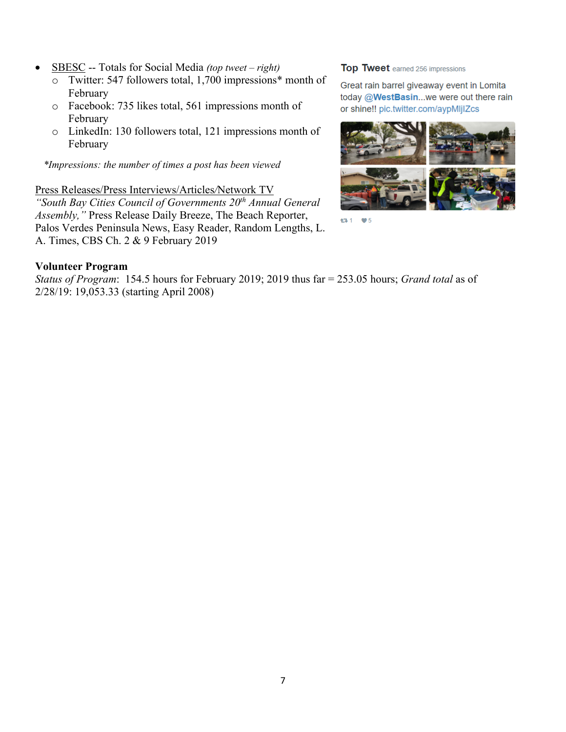- SBESC -- Totals for Social Media *(top tweet – right)*
  - Twitter: 547 followers total, 1,700 impressions* month of February
  - Facebook: 735 likes total, 561 impressions month of February
  - LinkedIn: 130 followers total, 121 impressions month of February

*\*Impressions: the number of times a post has been viewed*

**Top Tweet** earned 256 impressions

Great rain barrel giveaway event in Lomita today @WestBasin...we were out there rain or shine!! pic.twitter.com/aypMljIZcs

1 5

Press Releases/Press Interviews/Articles/Network TV

*"South Bay Cities Council of Governments 20th Annual General Assembly,"* Press Release Daily Breeze, The Beach Reporter, Palos Verdes Peninsula News, Easy Reader, Random Lengths, L. A. Times, CBS Ch. 2 & 9 February 2019

**Volunteer Program**

*Status of Program*: 154.5 hours for February 2019; 2019 thus far = 253.05 hours; *Grand total* as of 2/28/19: 19,053.33 (starting April 2008)